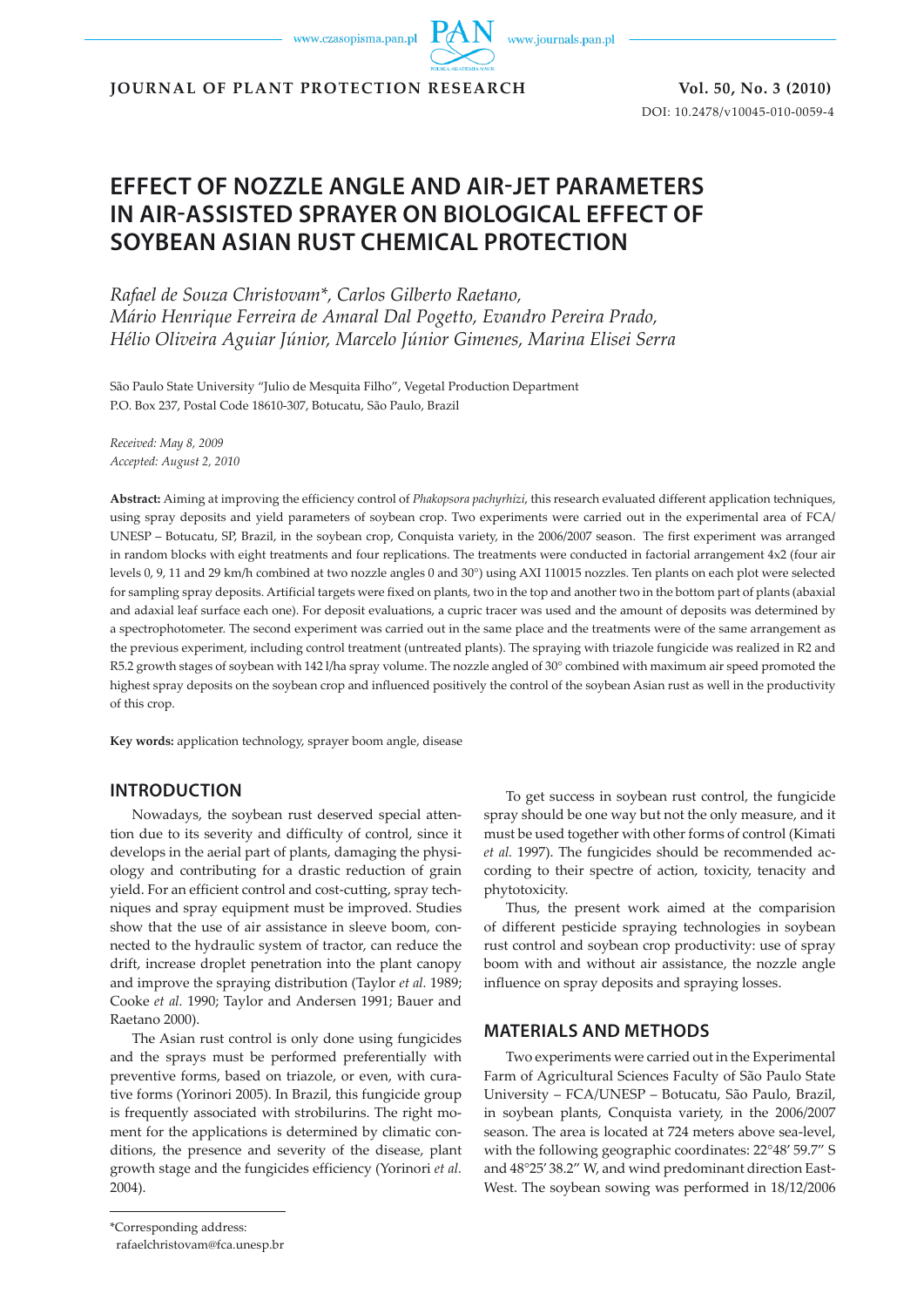JOURNAL OF PLANT PROTECTION RESEARCH

DOI: 10.2478/v10045-010-0059-4

# EFFECT OF NOZZLE ANGLE AND AIR-JET PARAMETERS IN AIR-ASSISTED SPRAYER ON BIOLOGICAL EFFECT OF SOYBEAN ASIAN RUST CHEMICAL PROTECTION

*Rafael de Souza Christovam\*, Carlos Gilberto Raetano, Mário Henrique Ferreira de Amaral Dal Pogetto, Evandro Pereira Prado, Hélio Oliveira Aguiar Júnior, Marcelo Júnior Gimenes, Marina Elisei Serra*

São Paulo State University "Julio de Mesquita Filho", Vegetal Production Department
P.O. Box 237, Postal Code 18610-307, Botucatu, São Paulo, Brazil

*Received: May 8, 2009*
*Accepted: August 2, 2010*

**Abstract:** Aiming at improving the efficiency control of *Phakopsora pachyrhizi*, this research evaluated different application techniques, using spray deposits and yield parameters of soybean crop. Two experiments were carried out in the experimental area of FCA/UNESP – Botucatu, SP, Brazil, in the soybean crop, Conquista variety, in the 2006/2007 season. The first experiment was arranged in random blocks with eight treatments and four replications. The treatments were conducted in factorial arrangement 4x2 (four air levels 0, 9, 11 and 29 km/h combined at two nozzle angles 0 and 30°) using AXI 110015 nozzles. Ten plants on each plot were selected for sampling spray deposits. Artificial targets were fixed on plants, two in the top and another two in the bottom part of plants (abaxial and adaxial leaf surface each one). For deposit evaluations, a cupric tracer was used and the amount of deposits was determined by a spectrophotometer. The second experiment was carried out in the same place and the treatments were of the same arrangement as the previous experiment, including control treatment (untreated plants). The spraying with triazole fungicide was realized in R2 and R5.2 growth stages of soybean with 142 l/ha spray volume. The nozzle angled of 30° combined with maximum air speed promoted the highest spray deposits on the soybean crop and influenced positively the control of the soybean Asian rust as well in the productivity of this crop.

**Key words:** application technology, sprayer boom angle, disease

## INTRODUCTION

Nowadays, the soybean rust deserved special attention due to its severity and difficulty of control, since it develops in the aerial part of plants, damaging the physiology and contributing for a drastic reduction of grain yield. For an efficient control and cost-cutting, spray techniques and spray equipment must be improved. Studies show that the use of air assistance in sleeve boom, connected to the hydraulic system of tractor, can reduce the drift, increase droplet penetration into the plant canopy and improve the spraying distribution (Taylor *et al.* 1989; Cooke *et al.* 1990; Taylor and Andersen 1991; Bauer and Raetano 2000).

The Asian rust control is only done using fungicides and the sprays must be performed preferentially with preventive forms, based on triazole, or even, with curative forms (Yorinori 2005). In Brazil, this fungicide group is frequently associated with strobilurins. The right moment for the applications is determined by climatic conditions, the presence and severity of the disease, plant growth stage and the fungicides efficiency (Yorinori *et al.* 2004).

To get success in soybean rust control, the fungicide spray should be one way but not the only measure, and it must be used together with other forms of control (Kimati *et al.* 1997). The fungicides should be recommended according to their spectre of action, toxicity, tenacity and phytotoxicity.

Thus, the present work aimed at the comparision of different pesticide spraying technologies in soybean rust control and soybean crop productivity: use of spray boom with and without air assistance, the nozzle angle influence on spray deposits and spraying losses.

## MATERIALS AND METHODS

Two experiments were carried out in the Experimental Farm of Agricultural Sciences Faculty of São Paulo State University – FCA/UNESP – Botucatu, São Paulo, Brazil, in soybean plants, Conquista variety, in the 2006/2007 season. The area is located at 724 meters above sea-level, with the following geographic coordinates: 22°48' 59.7" S and 48°25' 38.2" W, and wind predominant direction East-West. The soybean sowing was performed in 18/12/2006

\*Corresponding address:
rafaelchristovam@fca.unesp.br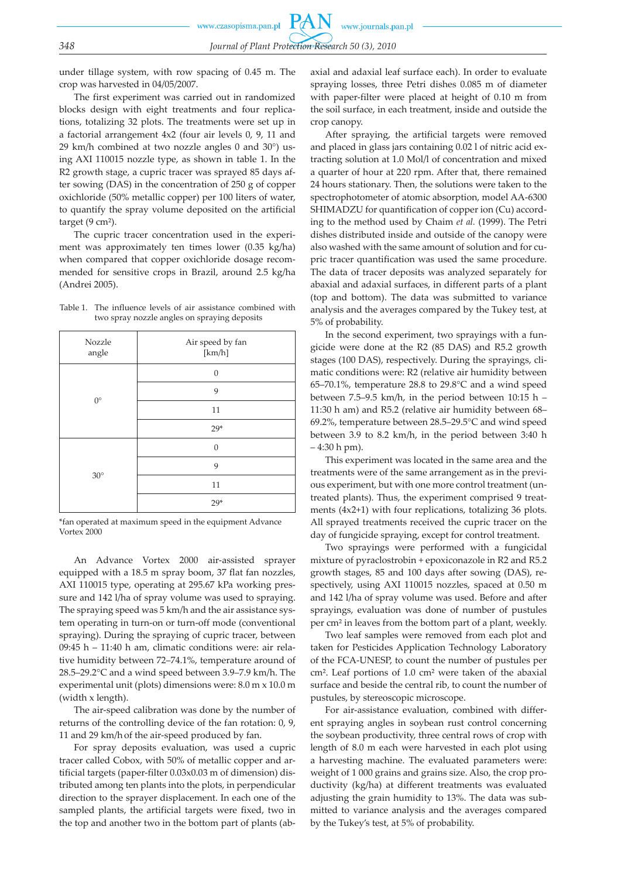under tillage system, with row spacing of 0.45 m. The crop was harvested in 04/05/2007.

The first experiment was carried out in randomized blocks design with eight treatments and four replications, totalizing 32 plots. The treatments were set up in a factorial arrangement 4x2 (four air levels 0, 9, 11 and 29 km/h combined at two nozzle angles 0 and 30°) using AXI 110015 nozzle type, as shown in table 1. In the R2 growth stage, a cupric tracer was sprayed 85 days after sowing (DAS) in the concentration of 250 g of copper oxichloride (50% metallic copper) per 100 liters of water, to quantify the spray volume deposited on the artificial target (9 cm²).

The cupric tracer concentration used in the experiment was approximately ten times lower (0.35 kg/ha) when compared that copper oxichloride dosage recommended for sensitive crops in Brazil, around 2.5 kg/ha (Andrei 2005).

Table 1. The influence levels of air assistance combined with two spray nozzle angles on spraying deposits

| Nozzle angle | Air speed by fan [km/h] |
|---|---|
| 0° | 0 |
| | 9 |
| | 11 |
| | 29* |
| 30° | 0 |
| | 9 |
| | 11 |
| | 29* |

*fan operated at maximum speed in the equipment Advance Vortex 2000

An Advance Vortex 2000 air-assisted sprayer equipped with a 18.5 m spray boom, 37 flat fan nozzles, AXI 110015 type, operating at 295.67 kPa working pressure and 142 l/ha of spray volume was used to spraying. The spraying speed was 5 km/h and the air assistance system operating in turn-on or turn-off mode (conventional spraying). During the spraying of cupric tracer, between 09:45 h – 11:40 h am, climatic conditions were: air relative humidity between 72–74.1%, temperature around of 28.5–29.2°C and a wind speed between 3.9–7.9 km/h. The experimental unit (plots) dimensions were: 8.0 m x 10.0 m (width x length).

The air-speed calibration was done by the number of returns of the controlling device of the fan rotation: 0, 9, 11 and 29 km/h of the air-speed produced by fan.

For spray deposits evaluation, was used a cupric tracer called Cobox, with 50% of metallic copper and artificial targets (paper-filter 0.03x0.03 m of dimension) distributed among ten plants into the plots, in perpendicular direction to the sprayer displacement. In each one of the sampled plants, the artificial targets were fixed, two in the top and another two in the bottom part of plants (abaxial and adaxial leaf surface each). In order to evaluate spraying losses, three Petri dishes 0.085 m of diameter with paper-filter were placed at height of 0.10 m from the soil surface, in each treatment, inside and outside the crop canopy.

After spraying, the artificial targets were removed and placed in glass jars containing 0.02 l of nitric acid extracting solution at 1.0 Mol/l of concentration and mixed a quarter of hour at 220 rpm. After that, there remained 24 hours stationary. Then, the solutions were taken to the spectrophotometer of atomic absorption, model AA-6300 SHIMADZU for quantification of copper ion (Cu) according to the method used by Chaim *et al.* (1999). The Petri dishes distributed inside and outside of the canopy were also washed with the same amount of solution and for cupric tracer quantification was used the same procedure. The data of tracer deposits was analyzed separately for abaxial and adaxial surfaces, in different parts of a plant (top and bottom). The data was submitted to variance analysis and the averages compared by the Tukey test, at 5% of probability.

In the second experiment, two sprayings with a fungicide were done at the R2 (85 DAS) and R5.2 growth stages (100 DAS), respectively. During the sprayings, climatic conditions were: R2 (relative air humidity between 65–70.1%, temperature 28.8 to 29.8°C and a wind speed between 7.5–9.5 km/h, in the period between 10:15 h – 11:30 h am) and R5.2 (relative air humidity between 68–69.2%, temperature between 28.5–29.5°C and wind speed between 3.9 to 8.2 km/h, in the period between 3:40 h – 4:30 h pm).

This experiment was located in the same area and the treatments were of the same arrangement as in the previous experiment, but with one more control treatment (untreated plants). Thus, the experiment comprised 9 treatments (4x2+1) with four replications, totalizing 36 plots. All sprayed treatments received the cupric tracer on the day of fungicide spraying, except for control treatment.

Two sprayings were performed with a fungicidal mixture of pyraclostrobin + epoxiconazole in R2 and R5.2 growth stages, 85 and 100 days after sowing (DAS), respectively, using AXI 110015 nozzles, spaced at 0.50 m and 142 l/ha of spray volume was used. Before and after sprayings, evaluation was done of number of pustules per cm² in leaves from the bottom part of a plant, weekly.

Two leaf samples were removed from each plot and taken for Pesticides Application Technology Laboratory of the FCA-UNESP, to count the number of pustules per cm². Leaf portions of 1.0 cm² were taken of the abaxial surface and beside the central rib, to count the number of pustules, by stereoscopic microscope.

For air-assistance evaluation, combined with different spraying angles in soybean rust control concerning the soybean productivity, three central rows of crop with length of 8.0 m each were harvested in each plot using a harvesting machine. The evaluated parameters were: weight of 1 000 grains and grains size. Also, the crop productivity (kg/ha) at different treatments was evaluated adjusting the grain humidity to 13%. The data was submitted to variance analysis and the averages compared by the Tukey's test, at 5% of probability.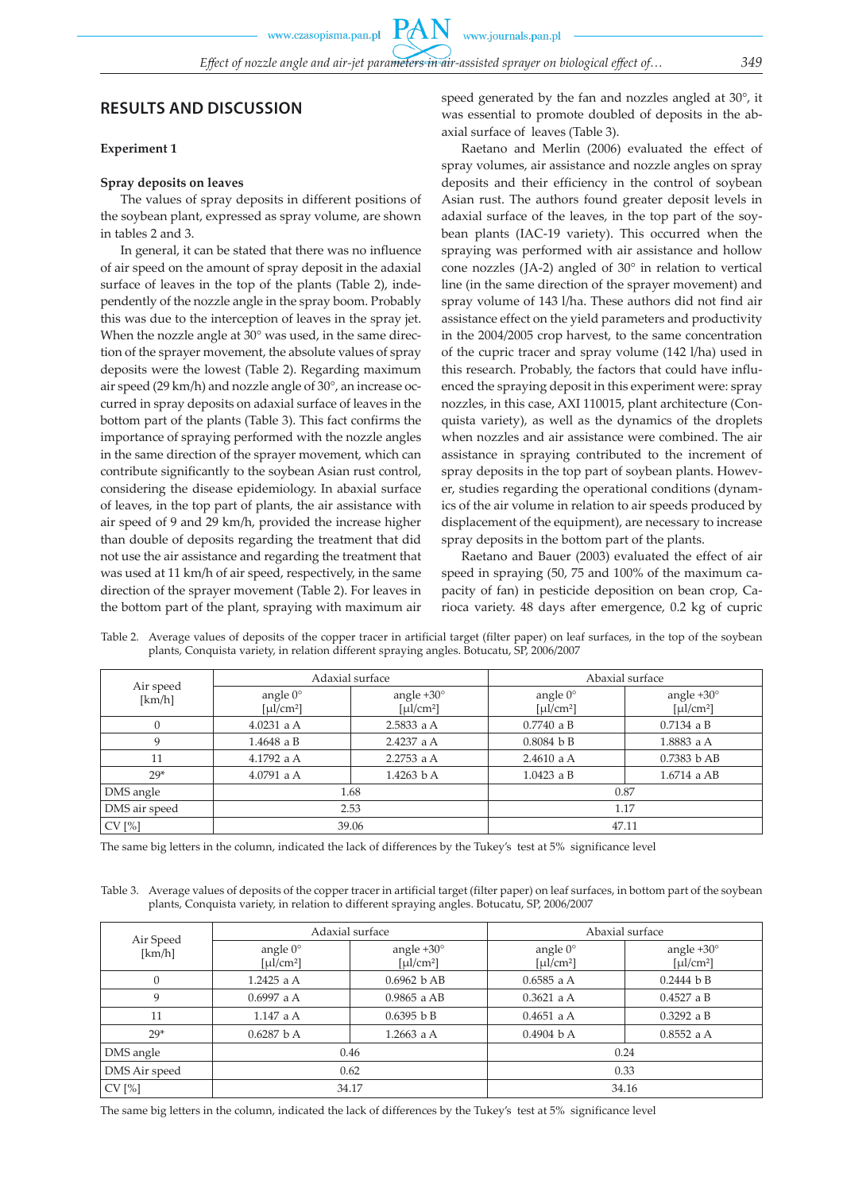## RESULTS AND DISCUSSION

**Experiment 1**

**Spray deposits on leaves**

The values of spray deposits in different positions of the soybean plant, expressed as spray volume, are shown in tables 2 and 3.

In general, it can be stated that there was no influence of air speed on the amount of spray deposit in the adaxial surface of leaves in the top of the plants (Table 2), independently of the nozzle angle in the spray boom. Probably this was due to the interception of leaves in the spray jet. When the nozzle angle at 30° was used, in the same direction of the sprayer movement, the absolute values of spray deposits were the lowest (Table 2). Regarding maximum air speed (29 km/h) and nozzle angle of 30°, an increase occurred in spray deposits on adaxial surface of leaves in the bottom part of the plants (Table 3). This fact confirms the importance of spraying performed with the nozzle angles in the same direction of the sprayer movement, which can contribute significantly to the soybean Asian rust control, considering the disease epidemiology. In abaxial surface of leaves, in the top part of plants, the air assistance with air speed of 9 and 29 km/h, provided the increase higher than double of deposits regarding the treatment that did not use the air assistance and regarding the treatment that was used at 11 km/h of air speed, respectively, in the same direction of the sprayer movement (Table 2). For leaves in the bottom part of the plant, spraying with maximum air speed generated by the fan and nozzles angled at 30°, it was essential to promote doubled of deposits in the abaxial surface of leaves (Table 3).

Raetano and Merlin (2006) evaluated the effect of spray volumes, air assistance and nozzle angles on spray deposits and their efficiency in the control of soybean Asian rust. The authors found greater deposit levels in adaxial surface of the leaves, in the top part of the soybean plants (IAC-19 variety). This occurred when the spraying was performed with air assistance and hollow cone nozzles (JA-2) angled of 30° in relation to vertical line (in the same direction of the sprayer movement) and spray volume of 143 l/ha. These authors did not find air assistance effect on the yield parameters and productivity in the 2004/2005 crop harvest, to the same concentration of the cupric tracer and spray volume (142 l/ha) used in this research. Probably, the factors that could have influenced the spraying deposit in this experiment were: spray nozzles, in this case, AXI 110015, plant architecture (Conquista variety), as well as the dynamics of the droplets when nozzles and air assistance were combined. The air assistance in spraying contributed to the increment of spray deposits in the top part of soybean plants. However, studies regarding the operational conditions (dynamics of the air volume in relation to air speeds produced by displacement of the equipment), are necessary to increase spray deposits in the bottom part of the plants.

Raetano and Bauer (2003) evaluated the effect of air speed in spraying (50, 75 and 100% of the maximum capacity of fan) in pesticide deposition on bean crop, Carioca variety. 48 days after emergence, 0.2 kg of cupric

Table 2. Average values of deposits of the copper tracer in artificial target (filter paper) on leaf surfaces, in the top of the soybean plants, Conquista variety, in relation different spraying angles. Botucatu, SP, 2006/2007

| Air speed [km/h] | Adaxial surface | | Abaxial surface | |
|---|---|---|---|---|
| | angle 0° [µl/cm²] | angle +30° [µl/cm²] | angle 0° [µl/cm²] | angle +30° [µl/cm²] |
| 0 | 4.0231 a A | 2.5833 a A | 0.7740 a B | 0.7134 a B |
| 9 | 1.4648 a B | 2.4237 a A | 0.8084 b B | 1.8883 a A |
| 11 | 4.1792 a A | 2.2753 a A | 2.4610 a A | 0.7383 b AB |
| 29* | 4.0791 a A | 1.4263 b A | 1.0423 a B | 1.6714 a AB |
| DMS angle | 1.68 | | 0.87 | |
| DMS air speed | 2.53 | | 1.17 | |
| CV [%] | 39.06 | | 47.11 | |

The same big letters in the column, indicated the lack of differences by the Tukey's test at 5% significance level

Table 3. Average values of deposits of the copper tracer in artificial target (filter paper) on leaf surfaces, in bottom part of the soybean plants, Conquista variety, in relation to different spraying angles. Botucatu, SP, 2006/2007

| Air Speed [km/h] | Adaxial surface | | Abaxial surface | |
|---|---|---|---|---|
| | angle 0° [µl/cm²] | angle +30° [µl/cm²] | angle 0° [µl/cm²] | angle +30° [µl/cm²] |
| 0 | 1.2425 a A | 0.6962 b AB | 0.6585 a A | 0.2444 b B |
| 9 | 0.6997 a A | 0.9865 a AB | 0.3621 a A | 0.4527 a B |
| 11 | 1.147 a A | 0.6395 b B | 0.4651 a A | 0.3292 a B |
| 29* | 0.6287 b A | 1.2663 a A | 0.4904 b A | 0.8552 a A |
| DMS angle | 0.46 | | 0.24 | |
| DMS Air speed | 0.62 | | 0.33 | |
| CV [%] | 34.17 | | 34.16 | |

The same big letters in the column, indicated the lack of differences by the Tukey's test at 5% significance level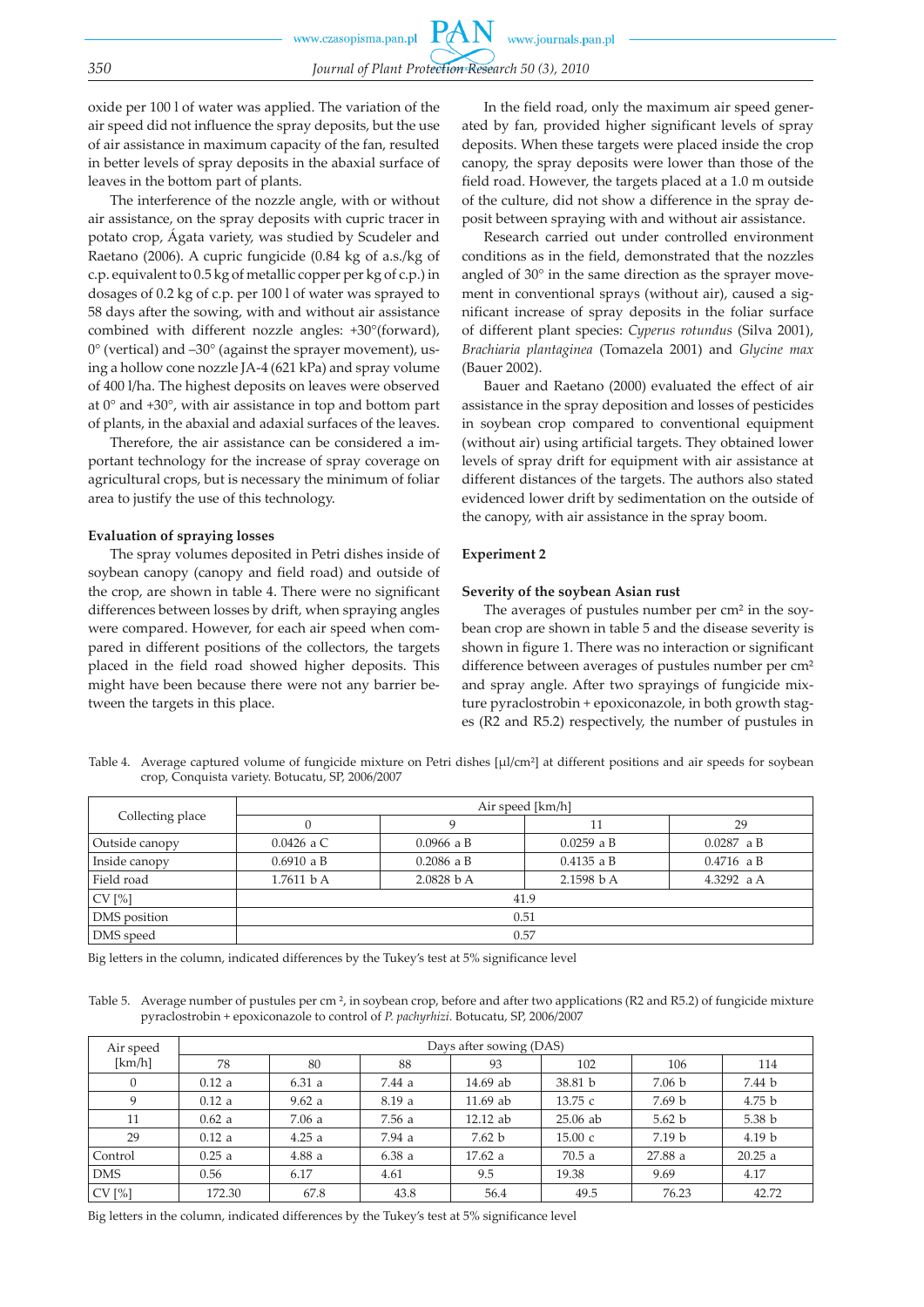oxide per 100 l of water was applied. The variation of the air speed did not influence the spray deposits, but the use of air assistance in maximum capacity of the fan, resulted in better levels of spray deposits in the abaxial surface of leaves in the bottom part of plants.

The interference of the nozzle angle, with or without air assistance, on the spray deposits with cupric tracer in potato crop, Ágata variety, was studied by Scudeler and Raetano (2006). A cupric fungicide (0.84 kg of a.s./kg of c.p. equivalent to 0.5 kg of metallic copper per kg of c.p.) in dosages of 0.2 kg of c.p. per 100 l of water was sprayed to 58 days after the sowing, with and without air assistance combined with different nozzle angles: +30°(forward), 0° (vertical) and –30° (against the sprayer movement), using a hollow cone nozzle JA-4 (621 kPa) and spray volume of 400 l/ha. The highest deposits on leaves were observed at 0° and +30°, with air assistance in top and bottom part of plants, in the abaxial and adaxial surfaces of the leaves.

Therefore, the air assistance can be considered a important technology for the increase of spray coverage on agricultural crops, but is necessary the minimum of foliar area to justify the use of this technology.

**Evaluation of spraying losses**

The spray volumes deposited in Petri dishes inside of soybean canopy (canopy and field road) and outside of the crop, are shown in table 4. There were no significant differences between losses by drift, when spraying angles were compared. However, for each air speed when compared in different positions of the collectors, the targets placed in the field road showed higher deposits. This might have been because there were not any barrier between the targets in this place.

In the field road, only the maximum air speed generated by fan, provided higher significant levels of spray deposits. When these targets were placed inside the crop canopy, the spray deposits were lower than those of the field road. However, the targets placed at a 1.0 m outside of the culture, did not show a difference in the spray deposit between spraying with and without air assistance.

Research carried out under controlled environment conditions as in the field, demonstrated that the nozzles angled of 30° in the same direction as the sprayer movement in conventional sprays (without air), caused a significant increase of spray deposits in the foliar surface of different plant species: *Cyperus rotundus* (Silva 2001), *Brachiaria plantaginea* (Tomazela 2001) and *Glycine max* (Bauer 2002).

Bauer and Raetano (2000) evaluated the effect of air assistance in the spray deposition and losses of pesticides in soybean crop compared to conventional equipment (without air) using artificial targets. They obtained lower levels of spray drift for equipment with air assistance at different distances of the targets. The authors also stated evidenced lower drift by sedimentation on the outside of the canopy, with air assistance in the spray boom.

## Experiment 2

**Severity of the soybean Asian rust**

The averages of pustules number per cm² in the soybean crop are shown in table 5 and the disease severity is shown in figure 1. There was no interaction or significant difference between averages of pustules number per cm² and spray angle. After two sprayings of fungicide mixture pyraclostrobin + epoxiconazole, in both growth stages (R2 and R5.2) respectively, the number of pustules in

Table 4. Average captured volume of fungicide mixture on Petri dishes [μl/cm²] at different positions and air speeds for soybean crop, Conquista variety. Botucatu, SP, 2006/2007

| Collecting place | Air speed [km/h] | | | |
|---|---|---|---|---|
| | 0 | 9 | 11 | 29 |
| Outside canopy | 0.0426 a C | 0.0966 a B | 0.0259 a B | 0.0287 a B |
| Inside canopy | 0.6910 a B | 0.2086 a B | 0.4135 a B | 0.4716 a B |
| Field road | 1.7611 b A | 2.0828 b A | 2.1598 b A | 4.3292 a A |
| CV [%] | 41.9 | | | |
| DMS position | 0.51 | | | |
| DMS speed | 0.57 | | | |

Big letters in the column, indicated differences by the Tukey's test at 5% significance level

Table 5. Average number of pustules per cm ², in soybean crop, before and after two applications (R2 and R5.2) of fungicide mixture pyraclostrobin + epoxiconazole to control of *P. pachyrhizi*. Botucatu, SP, 2006/2007

| Air speed [km/h] | Days after sowing (DAS) | | | | | | |
|---|---|---|---|---|---|---|---|
| | 78 | 80 | 88 | 93 | 102 | 106 | 114 |
| 0 | 0.12 a | 6.31 a | 7.44 a | 14.69 ab | 38.81 b | 7.06 b | 7.44 b |
| 9 | 0.12 a | 9.62 a | 8.19 a | 11.69 ab | 13.75 c | 7.69 b | 4.75 b |
| 11 | 0.62 a | 7.06 a | 7.56 a | 12.12 ab | 25.06 ab | 5.62 b | 5.38 b |
| 29 | 0.12 a | 4.25 a | 7.94 a | 7.62 b | 15.00 c | 7.19 b | 4.19 b |
| Control | 0.25 a | 4.88 a | 6.38 a | 17.62 a | 70.5 a | 27.88 a | 20.25 a |
| DMS | 0.56 | 6.17 | 4.61 | 9.5 | 19.38 | 9.69 | 4.17 |
| CV [%] | 172.30 | 67.8 | 43.8 | 56.4 | 49.5 | 76.23 | 42.72 |

Big letters in the column, indicated differences by the Tukey's test at 5% significance level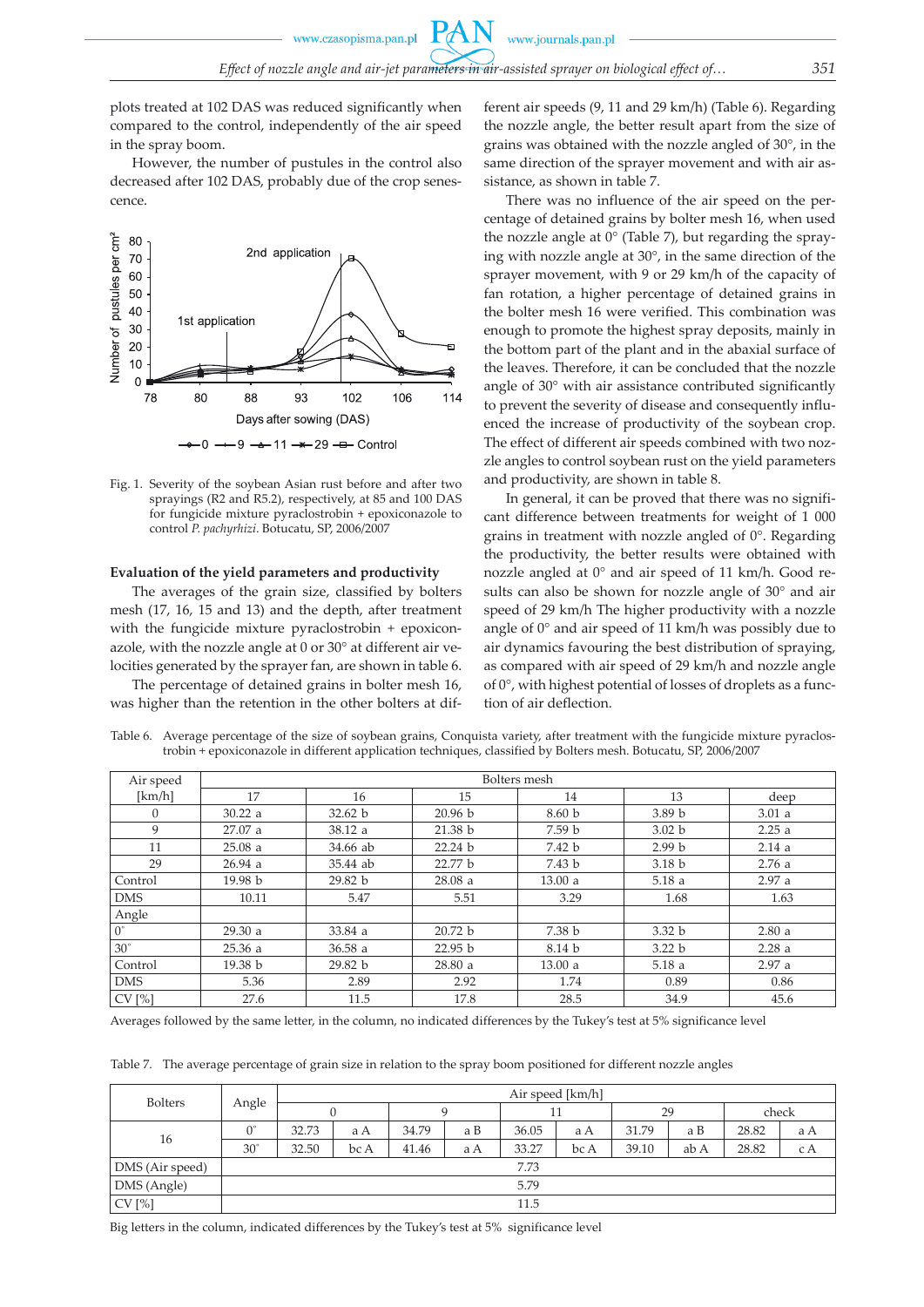plots treated at 102 DAS was reduced significantly when compared to the control, independently of the air speed in the spray boom.

However, the number of pustules in the control also decreased after 102 DAS, probably due of the crop senescence.

Fig. 1. Severity of the soybean Asian rust before and after two sprayings (R2 and R5.2), respectively, at 85 and 100 DAS for fungicide mixture pyraclostrobin + epoxiconazole to control *P. pachyrhizi*. Botucatu, SP, 2006/2007

#### Evaluation of the yield parameters and productivity

The averages of the grain size, classified by bolters mesh (17, 16, 15 and 13) and the depth, after treatment with the fungicide mixture pyraclostrobin + epoxiconazole, with the nozzle angle at 0 or 30° at different air velocities generated by the sprayer fan, are shown in table 6.

The percentage of detained grains in bolter mesh 16, was higher than the retention in the other bolters at different air speeds (9, 11 and 29 km/h) (Table 6). Regarding the nozzle angle, the better result apart from the size of grains was obtained with the nozzle angled of 30°, in the same direction of the sprayer movement and with air assistance, as shown in table 7.

There was no influence of the air speed on the percentage of detained grains by bolter mesh 16, when used the nozzle angle at 0° (Table 7), but regarding the spraying with nozzle angle at 30°, in the same direction of the sprayer movement, with 9 or 29 km/h of the capacity of fan rotation, a higher percentage of detained grains in the bolter mesh 16 were verified. This combination was enough to promote the highest spray deposits, mainly in the bottom part of the plant and in the abaxial surface of the leaves. Therefore, it can be concluded that the nozzle angle of 30° with air assistance contributed significantly to prevent the severity of disease and consequently influenced the increase of productivity of the soybean crop. The effect of different air speeds combined with two nozzle angles to control soybean rust on the yield parameters and productivity, are shown in table 8.

In general, it can be proved that there was no significant difference between treatments for weight of 1 000 grains in treatment with nozzle angled of 0°. Regarding the productivity, the better results were obtained with nozzle angled at 0° and air speed of 11 km/h. Good results can also be shown for nozzle angle of 30° and air speed of 29 km/h The higher productivity with a nozzle angle of 0° and air speed of 11 km/h was possibly due to air dynamics favouring the best distribution of spraying, as compared with air speed of 29 km/h and nozzle angle of 0°, with highest potential of losses of droplets as a function of air deflection.

Table 6. Average percentage of the size of soybean grains, Conquista variety, after treatment with the fungicide mixture pyraclostrobin + epoxiconazole in different application techniques, classified by Bolters mesh. Botucatu, SP, 2006/2007

| Air speed [km/h] | Bolters mesh | | | | | |
|---|---|---|---|---|---|---|
| | 17 | 16 | 15 | 14 | 13 | deep |
| 0 | 30.22 a | 32.62 b | 20.96 b | 8.60 b | 3.89 b | 3.01 a |
| 9 | 27.07 a | 38.12 a | 21.38 b | 7.59 b | 3.02 b | 2.25 a |
| 11 | 25.08 a | 34.66 ab | 22.24 b | 7.42 b | 2.99 b | 2.14 a |
| 29 | 26.94 a | 35.44 ab | 22.77 b | 7.43 b | 3.18 b | 2.76 a |
| Control | 19.98 b | 29.82 b | 28.08 a | 13.00 a | 5.18 a | 2.97 a |
| DMS | 10.11 | 5.47 | 5.51 | 3.29 | 1.68 | 1.63 |
| Angle | | | | | | |
| 0° | 29.30 a | 33.84 a | 20.72 b | 7.38 b | 3.32 b | 2.80 a |
| 30° | 25.36 a | 36.58 a | 22.95 b | 8.14 b | 3.22 b | 2.28 a |
| Control | 19.38 b | 29.82 b | 28.80 a | 13.00 a | 5.18 a | 2.97 a |
| DMS | 5.36 | 2.89 | 2.92 | 1.74 | 0.89 | 0.86 |
| CV [%] | 27.6 | 11.5 | 17.8 | 28.5 | 34.9 | 45.6 |

Averages followed by the same letter, in the column, no indicated differences by the Tukey's test at 5% significance level

Table 7. The average percentage of grain size in relation to the spray boom positioned for different nozzle angles

| Bolters | Angle | Air speed [km/h] | | | | | | | | | |
|---|---|---|---|---|---|---|---|---|---|---|---|
| | | 0 | | 9 | | 11 | | 29 | | check | |
| 16 | 0° | 32.73 | a A | 34.79 | a B | 36.05 | a A | 31.79 | a B | 28.82 | a A |
| | 30° | 32.50 | bc A | 41.46 | a A | 33.27 | bc A | 39.10 | ab A | 28.82 | c A |
| DMS (Air speed) | 7.73 | | | | | | | | | | |
| DMS (Angle) | 5.79 | | | | | | | | | | |
| CV [%] | 11.5 | | | | | | | | | | |

Big letters in the column, indicated differences by the Tukey's test at 5% significance level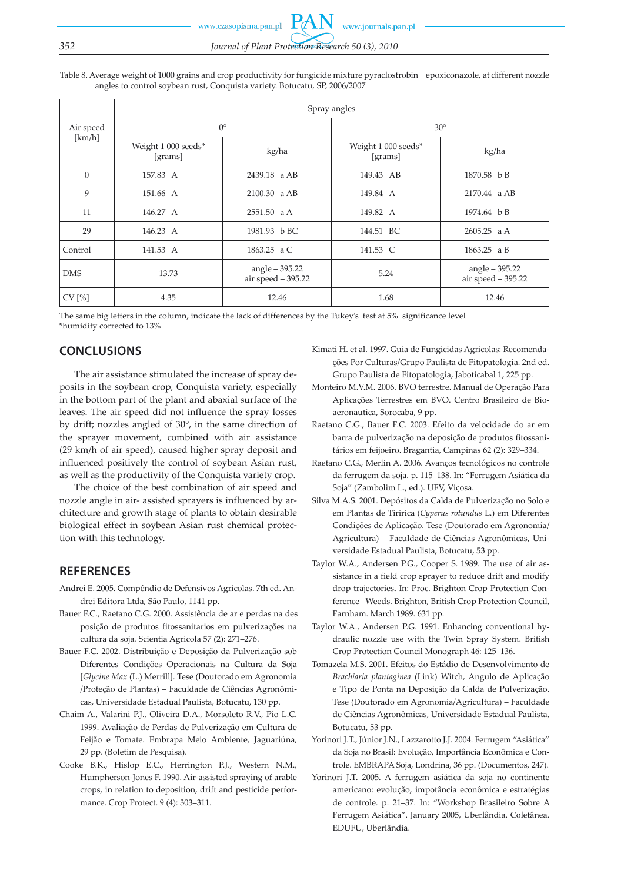Table 8. Average weight of 1000 grains and crop productivity for fungicide mixture pyraclostrobin + epoxiconazole, at different nozzle angles to control soybean rust, Conquista variety. Botucatu, SP, 2006/2007

| Air speed [km/h] | Spray angles | | | |
|---|---|---|---|---|
| | 0° | | 30° | |
| | Weight 1 000 seeds* [grams] | kg/ha | Weight 1 000 seeds* [grams] | kg/ha |
| 0 | 157.83 A | 2439.18 a AB | 149.43 AB | 1870.58 b B |
| 9 | 151.66 A | 2100.30 a AB | 149.84 A | 2170.44 a AB |
| 11 | 146.27 A | 2551.50 a A | 149.82 A | 1974.64 b B |
| 29 | 146.23 A | 1981.93 b BC | 144.51 BC | 2605.25 a A |
| Control | 141.53 A | 1863.25 a C | 141.53 C | 1863.25 a B |
| DMS | 13.73 | angle – 395.22 air speed – 395.22 | 5.24 | angle – 395.22 air speed – 395.22 |
| CV [%] | 4.35 | 12.46 | 1.68 | 12.46 |

The same big letters in the column, indicate the lack of differences by the Tukey's test at 5% significance level
*humidity corrected to 13%

## CONCLUSIONS

The air assistance stimulated the increase of spray deposits in the soybean crop, Conquista variety, especially in the bottom part of the plant and abaxial surface of the leaves. The air speed did not influence the spray losses by drift; nozzles angled of 30°, in the same direction of the sprayer movement, combined with air assistance (29 km/h of air speed), caused higher spray deposit and influenced positively the control of soybean Asian rust, as well as the productivity of the Conquista variety crop.

The choice of the best combination of air speed and nozzle angle in air- assisted sprayers is influenced by architecture and growth stage of plants to obtain desirable biological effect in soybean Asian rust chemical protection with this technology.

## REFERENCES

Andrei E. 2005. Compêndio de Defensivos Agrícolas. 7th ed. Andrei Editora Ltda, São Paulo, 1141 pp.

Bauer F.C., Raetano C.G. 2000. Assistência de ar e perdas na des posição de produtos fitossanitarios em pulverizações na cultura da soja. Scientia Agricola 57 (2): 271–276.

Bauer F.C. 2002. Distribuição e Deposição da Pulverização sob Diferentes Condições Operacionais na Cultura da Soja [*Glycine Max* (L.) Merrill]. Tese (Doutorado em Agronomia /Proteção de Plantas) – Faculdade de Ciências Agronômicas, Universidade Estadual Paulista, Botucatu, 130 pp.

Chaim A., Valarini P.J., Oliveira D.A., Morsoleto R.V., Pio L.C. 1999. Avaliação de Perdas de Pulverização em Cultura de Feijão e Tomate. Embrapa Meio Ambiente, Jaguariúna, 29 pp. (Boletim de Pesquisa).

Cooke B.K., Hislop E.C., Herrington P.J., Western N.M., Humpherson-Jones F. 1990. Air-assisted spraying of arable crops, in relation to deposition, drift and pesticide performance. Crop Protect. 9 (4): 303–311.

Kimati H. et al. 1997. Guia de Fungicidas Agricolas: Recomendações Por Culturas/Grupo Paulista de Fitopatologia. 2nd ed. Grupo Paulista de Fitopatologia, Jaboticabal 1, 225 pp.

Monteiro M.V.M. 2006. BVO terrestre. Manual de Operação Para Aplicações Terrestres em BVO. Centro Brasileiro de Bioaeronautica, Sorocaba, 9 pp.

Raetano C.G., Bauer F.C. 2003. Efeito da velocidade do ar em barra de pulverização na deposição de produtos fitossanitários em feijoeiro. Bragantia, Campinas 62 (2): 329–334.

Raetano C.G., Merlin A. 2006. Avanços tecnológicos no controle da ferrugem da soja. p. 115–138. In: "Ferrugem Asiática da Soja" (Zambolim L., ed.). UFV, Viçosa.

Silva M.A.S. 2001. Depósitos da Calda de Pulverização no Solo e em Plantas de Tiririca (*Cyperus rotundus* L.) em Diferentes Condições de Aplicação. Tese (Doutorado em Agronomia/Agricultura) – Faculdade de Ciências Agronômicas, Universidade Estadual Paulista, Botucatu, 53 pp.

Taylor W.A., Andersen P.G., Cooper S. 1989. The use of air assistance in a field crop sprayer to reduce drift and modify drop trajectories. In: Proc. Brighton Crop Protection Conference –Weeds. Brighton, British Crop Protection Council, Farnham. March 1989. 631 pp.

Taylor W.A., Andersen P.G. 1991. Enhancing conventional hydraulic nozzle use with the Twin Spray System. British Crop Protection Council Monograph 46: 125–136.

Tomazela M.S. 2001. Efeitos do Estádio de Desenvolvimento de *Brachiaria plantaginea* (Link) Witch, Angulo de Aplicação e Tipo de Ponta na Deposição da Calda de Pulverização. Tese (Doutorado em Agronomia/Agricultura) – Faculdade de Ciências Agronômicas, Universidade Estadual Paulista, Botucatu, 53 pp.

Yorinori J.T., Júnior J.N., Lazzarotto J.J. 2004. Ferrugem "Asiática" da Soja no Brasil: Evolução, Importância Econômica e Controle. EMBRAPA Soja, Londrina, 36 pp. (Documentos, 247).

Yorinori J.T. 2005. A ferrugem asiática da soja no continente americano: evolução, impotância econômica e estratégias de controle. p. 21–37. In: "Workshop Brasileiro Sobre A Ferrugem Asiática". January 2005, Uberlândia. Coletânea. EDUFU, Uberlândia.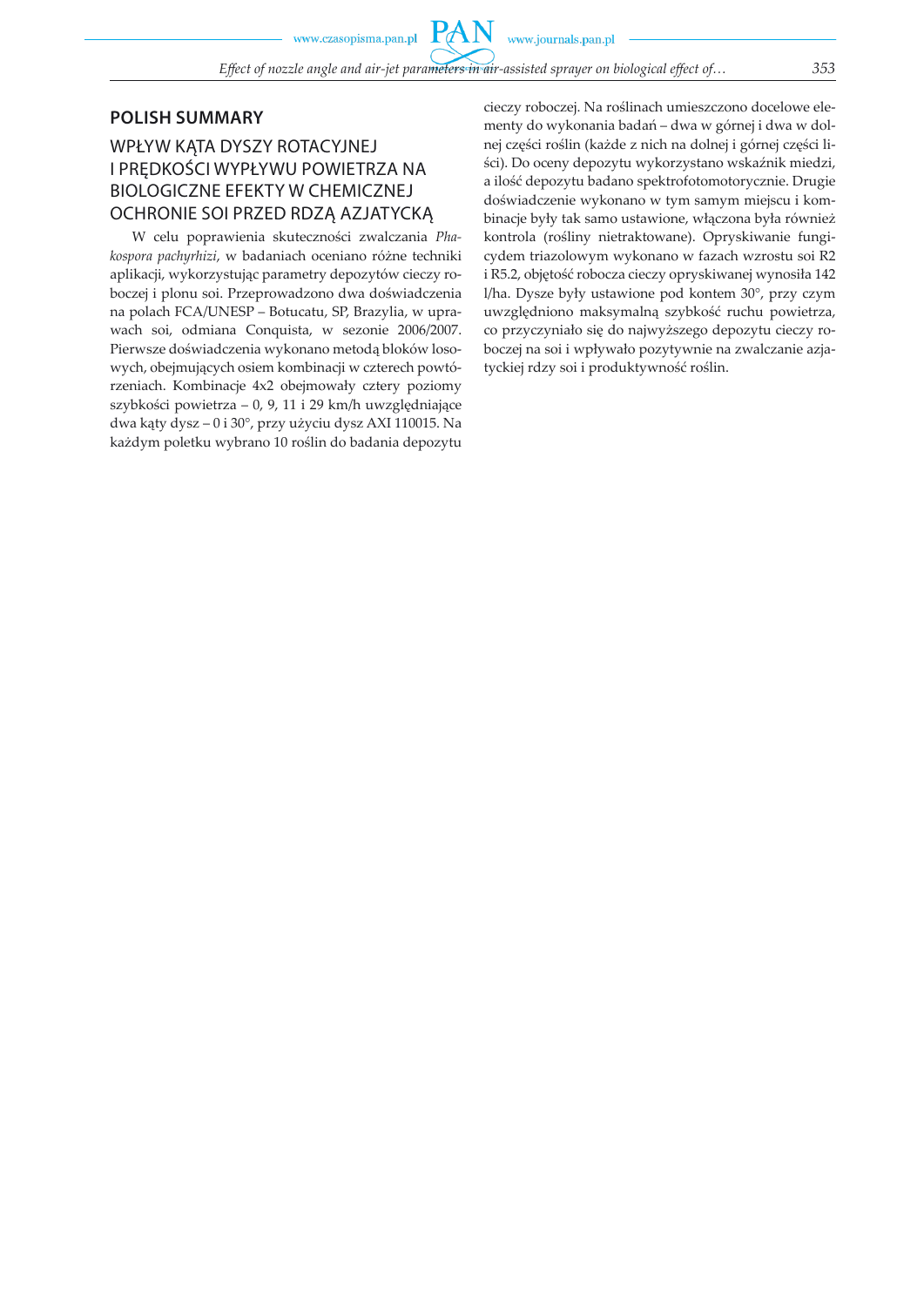## POLISH SUMMARY

### WPŁYW KĄTA DYSZY ROTACYJNEJ I PRĘDKOŚCI WYPŁYWU POWIETRZA NA BIOLOGICZNE EFEKTY W CHEMICZNEJ OCHRONIE SOI PRZED RDZĄ AZJATYCKĄ

W celu poprawienia skuteczności zwalczania *Phakospora pachyrhizi*, w badaniach oceniano różne techniki aplikacji, wykorzystując parametry depozytów cieczy roboczej i plonu soi. Przeprowadzono dwa doświadczenia na polach FCA/UNESP – Botucatu, SP, Brazylia, w uprawach soi, odmiana Conquista, w sezonie 2006/2007. Pierwsze doświadczenia wykonano metodą bloków losowych, obejmujących osiem kombinacji w czterech powtórzeniach. Kombinacje 4x2 obejmowały cztery poziomy szybkości powietrza – 0, 9, 11 i 29 km/h uwzględniające dwa kąty dysz – 0 i 30°, przy użyciu dysz AXI 110015. Na każdym poletku wybrano 10 roślin do badania depozytu cieczy roboczej. Na roślinach umieszczono docelowe elementy do wykonania badań – dwa w górnej i dwa w dolnej części roślin (każde z nich na dolnej i górnej części liści). Do oceny depozytu wykorzystano wskaźnik miedzi, a ilość depozytu badano spektrofotomotorycznie. Drugie doświadczenie wykonano w tym samym miejscu i kombinacje były tak samo ustawione, włączona była również kontrola (rośliny nietraktowane). Opryskiwanie fungicydem triazolowym wykonano w fazach wzrostu soi R2 i R5.2, objętość robocza cieczy opryskiwanej wynosiła 142 l/ha. Dysze były ustawione pod kontem 30°, przy czym uwzględniono maksymalną szybkość ruchu powietrza, co przyczyniało się do najwyższego depozytu cieczy roboczej na soi i wpływało pozytywnie na zwalczanie azjatyckiej rdzy soi i produktywność roślin.